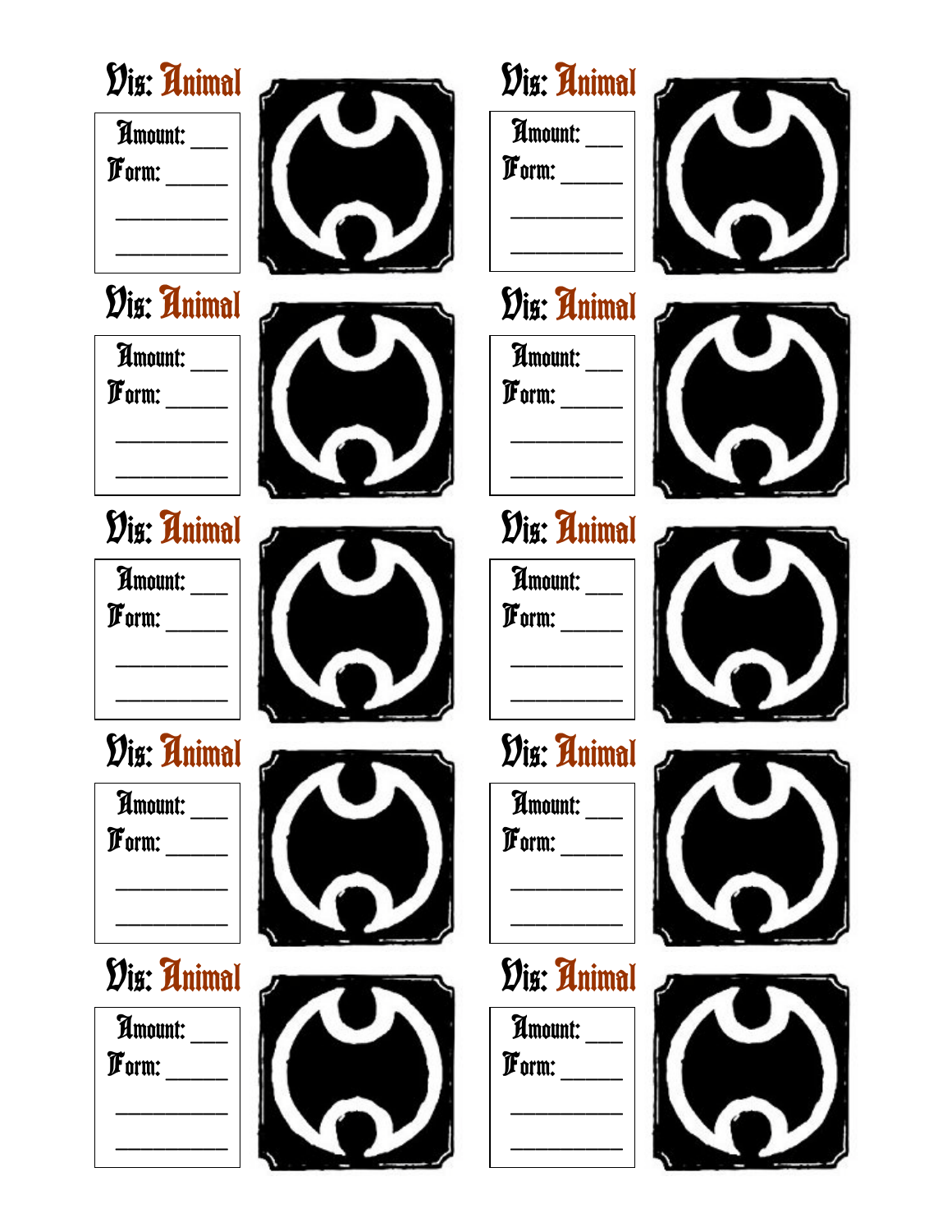## Vis: Animal

Amount: ___
Form: _____
__________
__________

## Vis: Animal

Amount: ___
Form: _____
__________
__________

## Vis: Animal

Amount: ___
Form: _____
__________
__________

## Vis: Animal

Amount: ___
Form: _____
__________
__________

## Vis: Animal

Amount: ___
Form: _____
__________
__________

## Vis: Animal

Amount: ___
Form: _____
__________
__________

## Vis: Animal

Amount: ___
Form: _____
__________
__________

## Vis: Animal

Amount: ___
Form: _____
__________
__________

## Vis: Animal

Amount: ___
Form: _____
__________
__________

## Vis: Animal

Amount: ___
Form: _____
__________
__________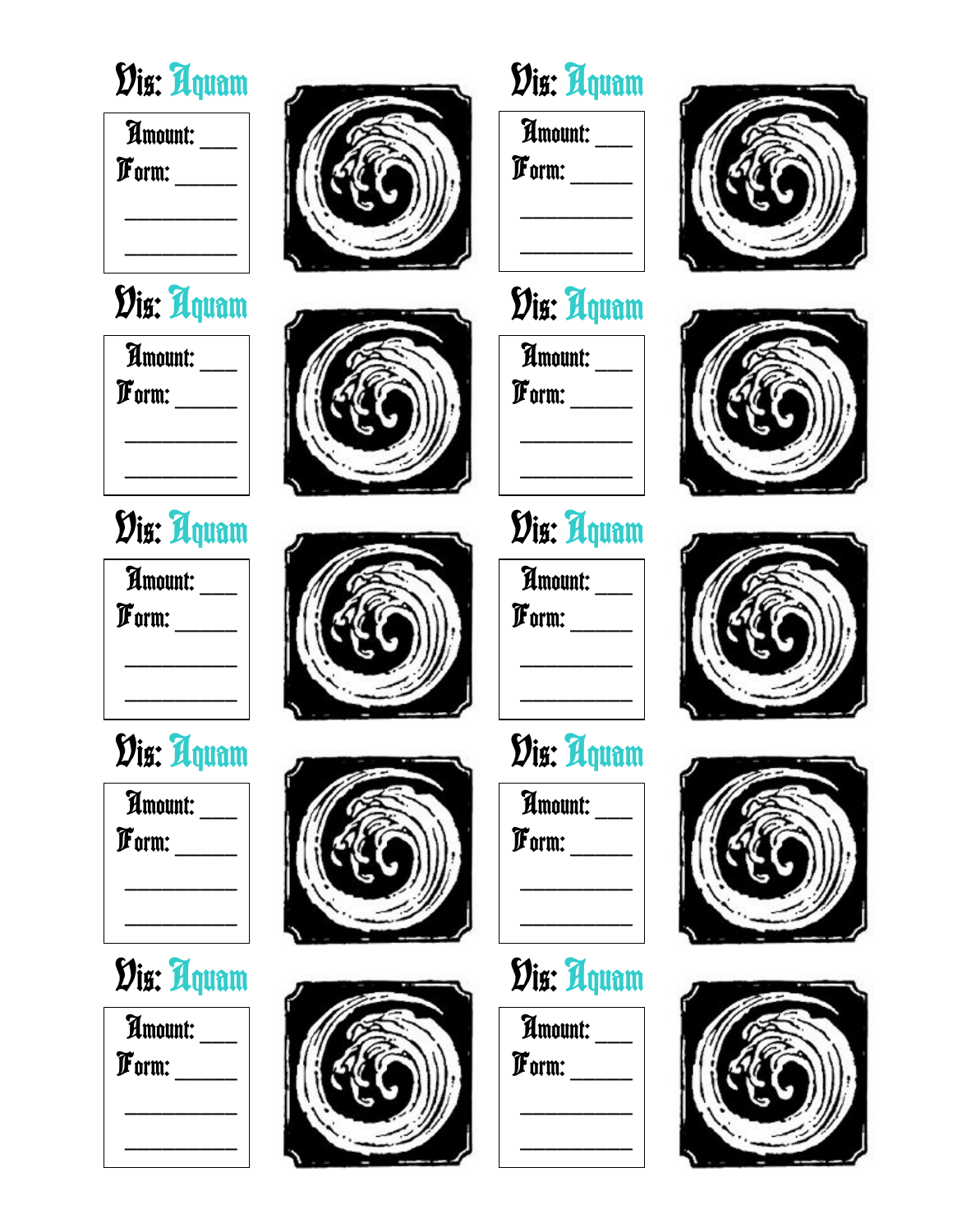Vis: Aquam

Amount: ___
Form: _____
__________
__________

Vis: Aquam

Amount: ___
Form: _____
__________
__________

Vis: Aquam

Amount: ___
Form: _____
__________
__________

Vis: Aquam

Amount: ___
Form: _____
__________
__________

Vis: Aquam

Amount: ___
Form: _____
__________
__________

Vis: Aquam

Amount: ___
Form: _____
__________
__________

Vis: Aquam

Amount: ___
Form: _____
__________
__________

Vis: Aquam

Amount: ___
Form: _____
__________
__________

Vis: Aquam

Amount: ___
Form: _____
__________
__________

Vis: Aquam

Amount: ___
Form: _____
__________
__________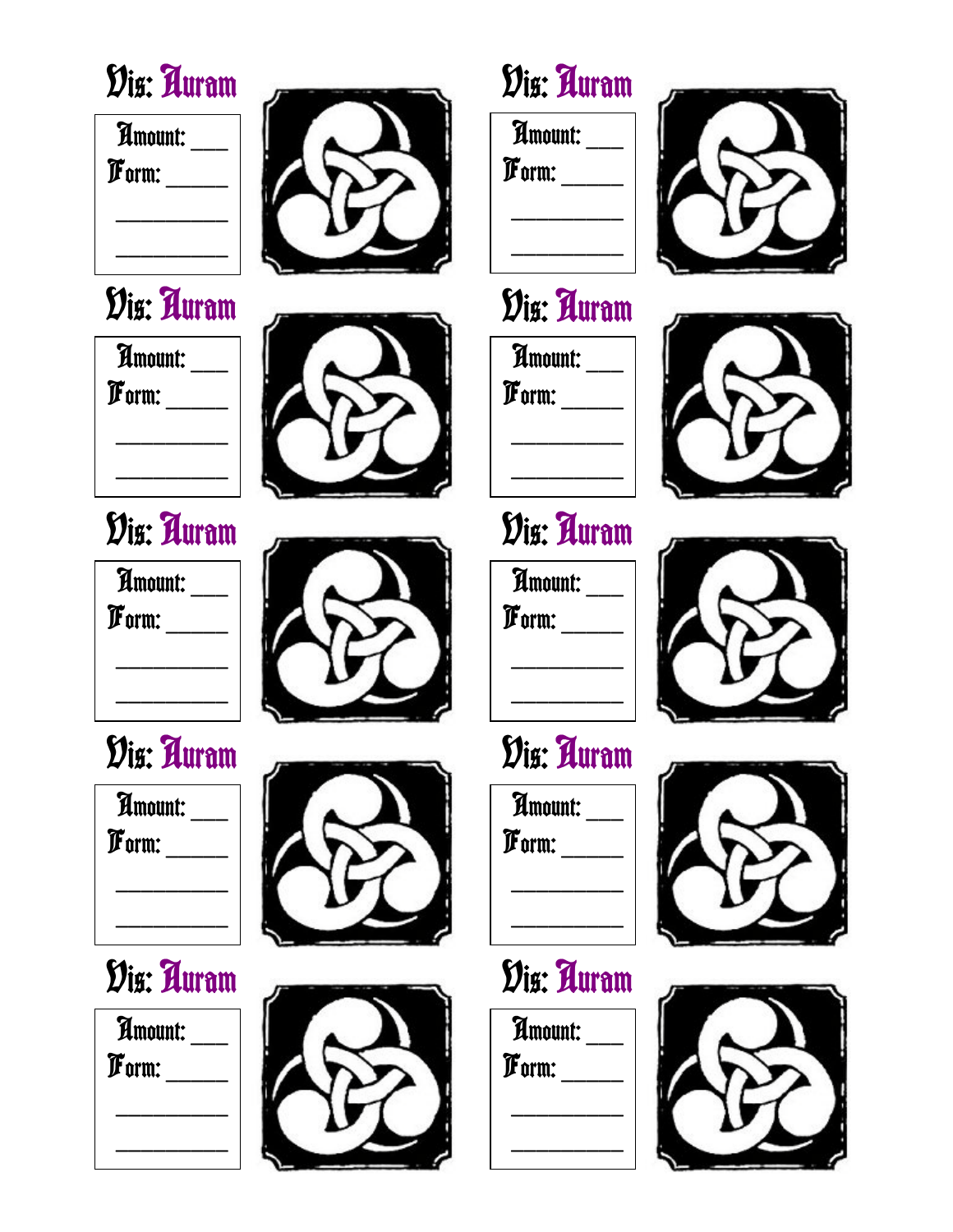Vis: Auram

Amount: ___
Form: _____
_________
_________

Vis: Auram

Amount: ___
Form: _____
_________
_________

Vis: Auram

Amount: ___
Form: _____
_________
_________

Vis: Auram

Amount: ___
Form: _____
_________
_________

Vis: Auram

Amount: ___
Form: _____
_________
_________

Vis: Auram

Amount: ___
Form: _____
_________
_________

Vis: Auram

Amount: ___
Form: _____
_________
_________

Vis: Auram

Amount: ___
Form: _____
_________
_________

Vis: Auram

Amount: ___
Form: _____
_________
_________

Vis: Auram

Amount: ___
Form: _____
_________
_________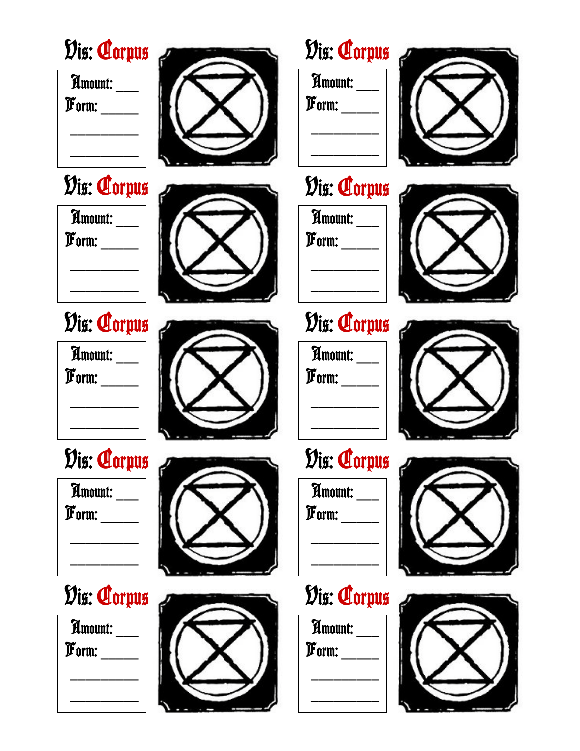Vis: Corpus

Amount: ___
Form: _____
_________
_________

Vis: Corpus

Amount: ___
Form: _____
_________
_________

Vis: Corpus

Amount: ___
Form: _____
_________
_________

Vis: Corpus

Amount: ___
Form: _____
_________
_________

Vis: Corpus

Amount: ___
Form: _____
_________
_________

Vis: Corpus

Amount: ___
Form: _____
_________
_________

Vis: Corpus

Amount: ___
Form: _____
_________
_________

Vis: Corpus

Amount: ___
Form: _____
_________
_________

Vis: Corpus

Amount: ___
Form: _____
_________
_________

Vis: Corpus

Amount: ___
Form: _____
_________
_________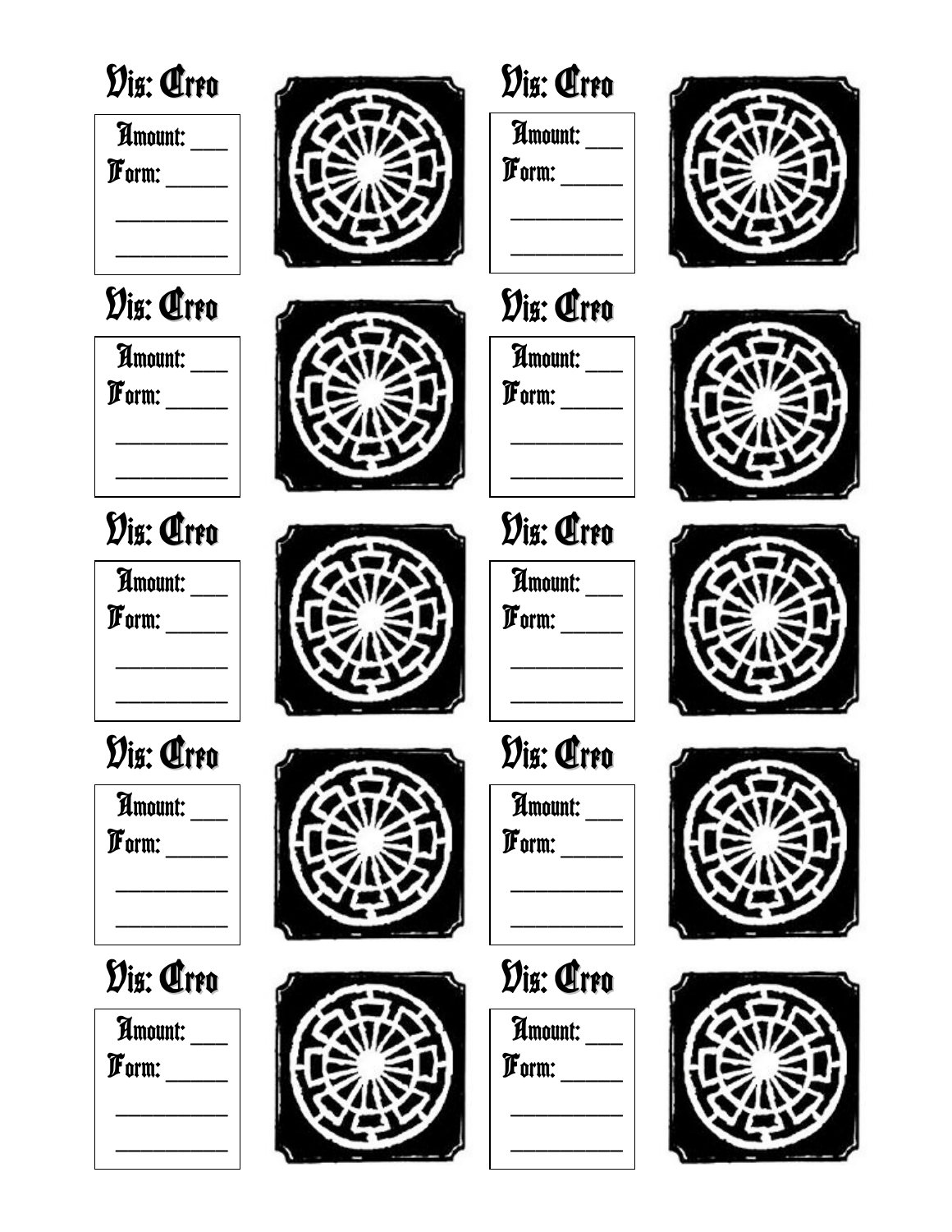Vis: Creo

Amount: ___
Form: _____
_________
_________

Vis: Creo

Amount: ___
Form: _____
_________
_________

Vis: Creo

Amount: ___
Form: _____
_________
_________

Vis: Creo

Amount: ___
Form: _____
_________
_________

Vis: Creo

Amount: ___
Form: _____
_________
_________

Vis: Creo

Amount: ___
Form: _____
_________
_________

Vis: Creo

Amount: ___
Form: _____
_________
_________

Vis: Creo

Amount: ___
Form: _____
_________
_________

Vis: Creo

Amount: ___
Form: _____
_________
_________

Vis: Creo

Amount: ___
Form: _____
_________
_________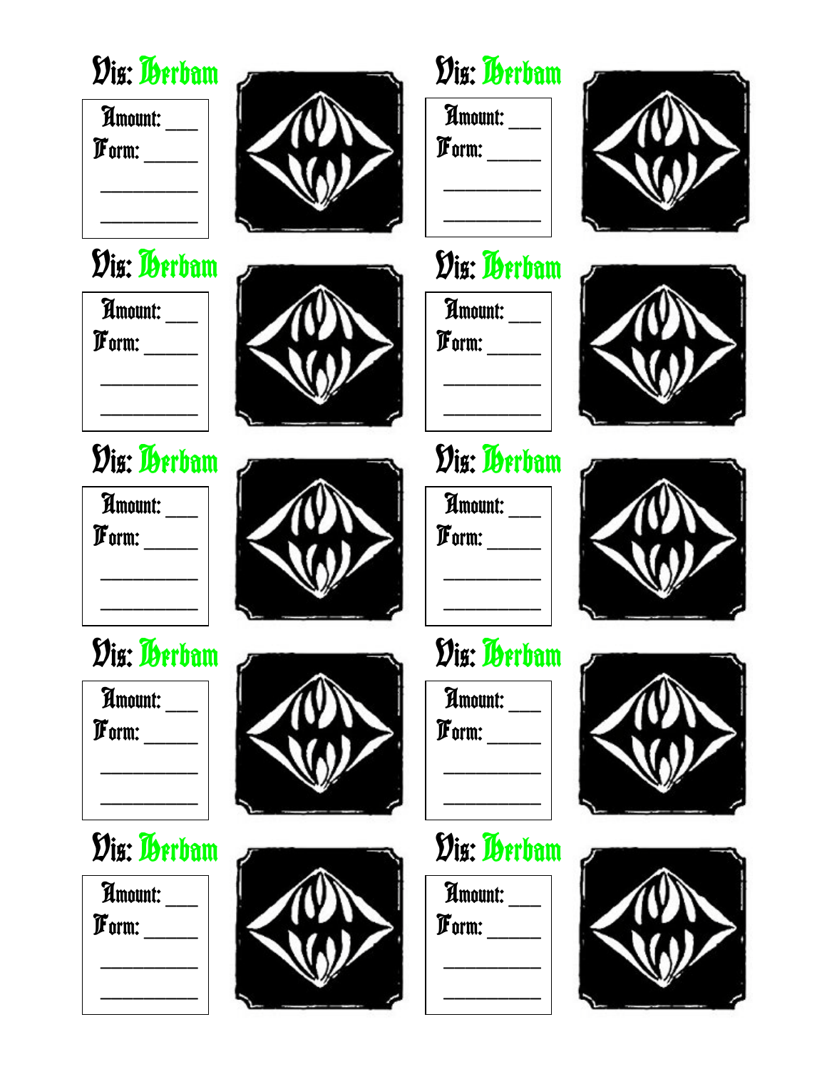Vis: Herbam

Amount: ___
Form: _____
__________
__________

Vis: Herbam

Amount: ___
Form: _____
__________
__________

Vis: Herbam

Amount: ___
Form: _____
__________
__________

Vis: Herbam

Amount: ___
Form: _____
__________
__________

Vis: Herbam

Amount: ___
Form: _____
__________
__________

Vis: Herbam

Amount: ___
Form: _____
__________
__________

Vis: Herbam

Amount: ___
Form: _____
__________
__________

Vis: Herbam

Amount: ___
Form: _____
__________
__________

Vis: Herbam

Amount: ___
Form: _____
__________
__________

Vis: Herbam

Amount: ___
Form: _____
__________
__________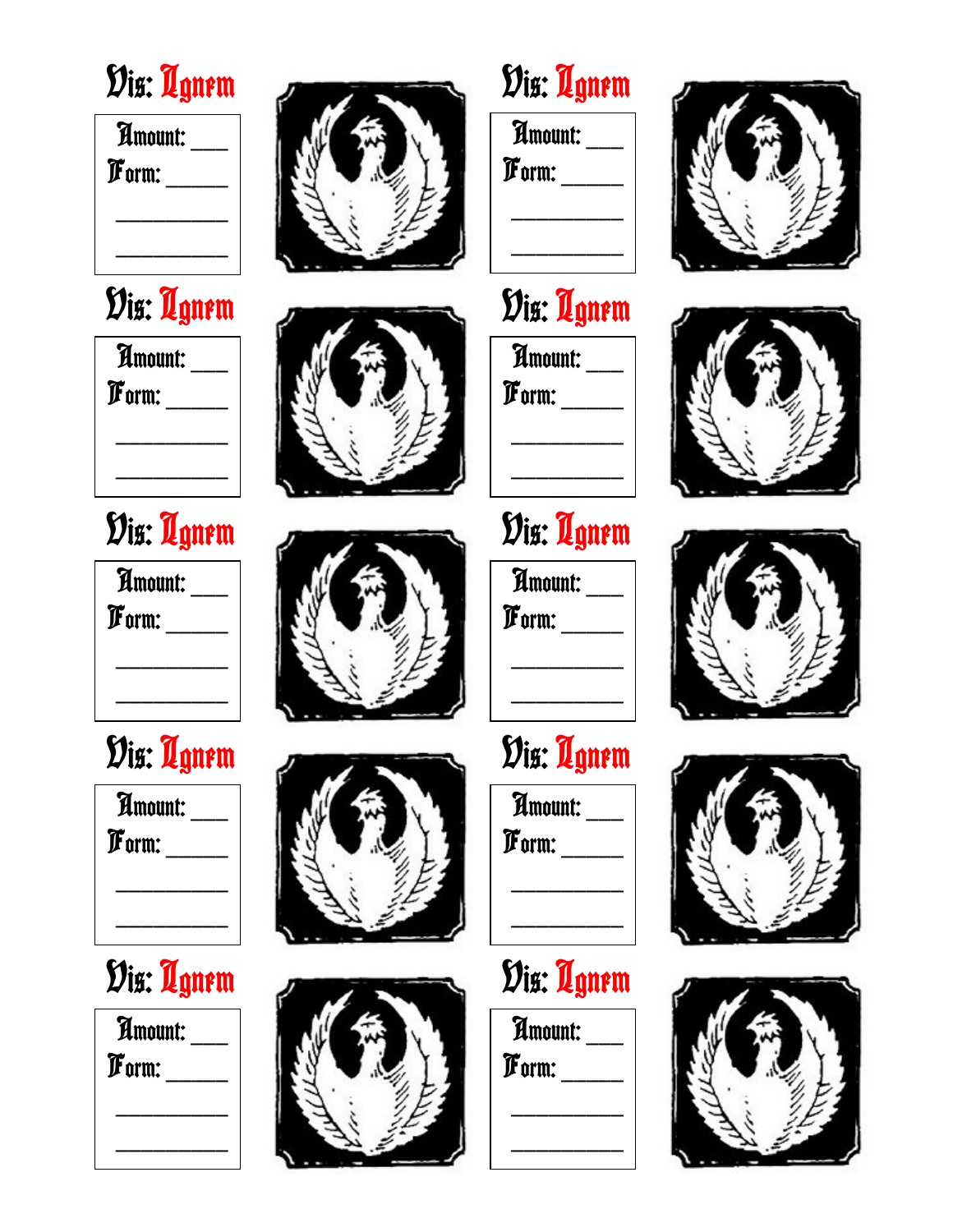Vis: Ignem

Amount: ___
Form: _____
_________
_________

Vis: Ignem

Amount: ___
Form: _____
_________
_________

Vis: Ignem

Amount: ___
Form: _____
_________
_________

Vis: Ignem

Amount: ___
Form: _____
_________
_________

Vis: Ignem

Amount: ___
Form: _____
_________
_________

Vis: Ignem

Amount: ___
Form: _____
_________
_________

Vis: Ignem

Amount: ___
Form: _____
_________
_________

Vis: Ignem

Amount: ___
Form: _____
_________
_________

Vis: Ignem

Amount: ___
Form: _____
_________
_________

Vis: Ignem

Amount: ___
Form: _____
_________
_________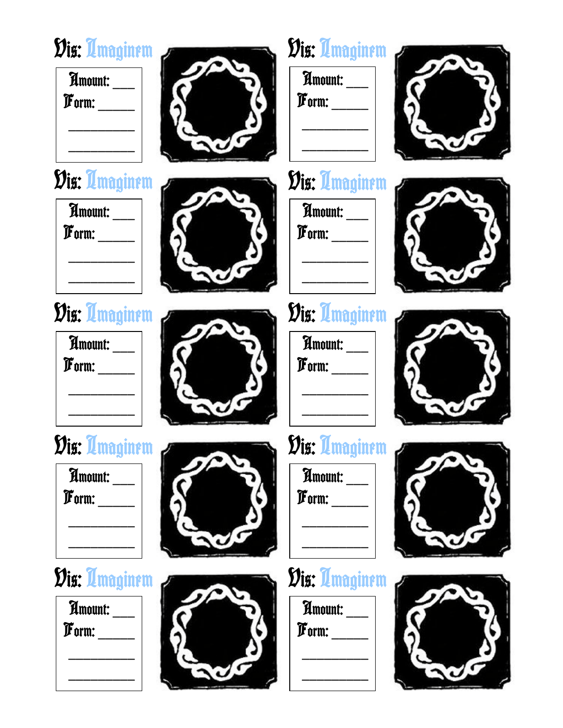Vis: Imaginem

Amount: ___
Form: _____
_________
_________

Vis: Imaginem

Amount: ___
Form: _____
_________
_________

Vis: Imaginem

Amount: ___
Form: _____
_________
_________

Vis: Imaginem

Amount: ___
Form: _____
_________
_________

Vis: Imaginem

Amount: ___
Form: _____
_________
_________

Vis: Imaginem

Amount: ___
Form: _____
_________
_________

Vis: Imaginem

Amount: ___
Form: _____
_________
_________

Vis: Imaginem

Amount: ___
Form: _____
_________
_________

Vis: Imaginem

Amount: ___
Form: _____
_________
_________

Vis: Imaginem

Amount: ___
Form: _____
_________
_________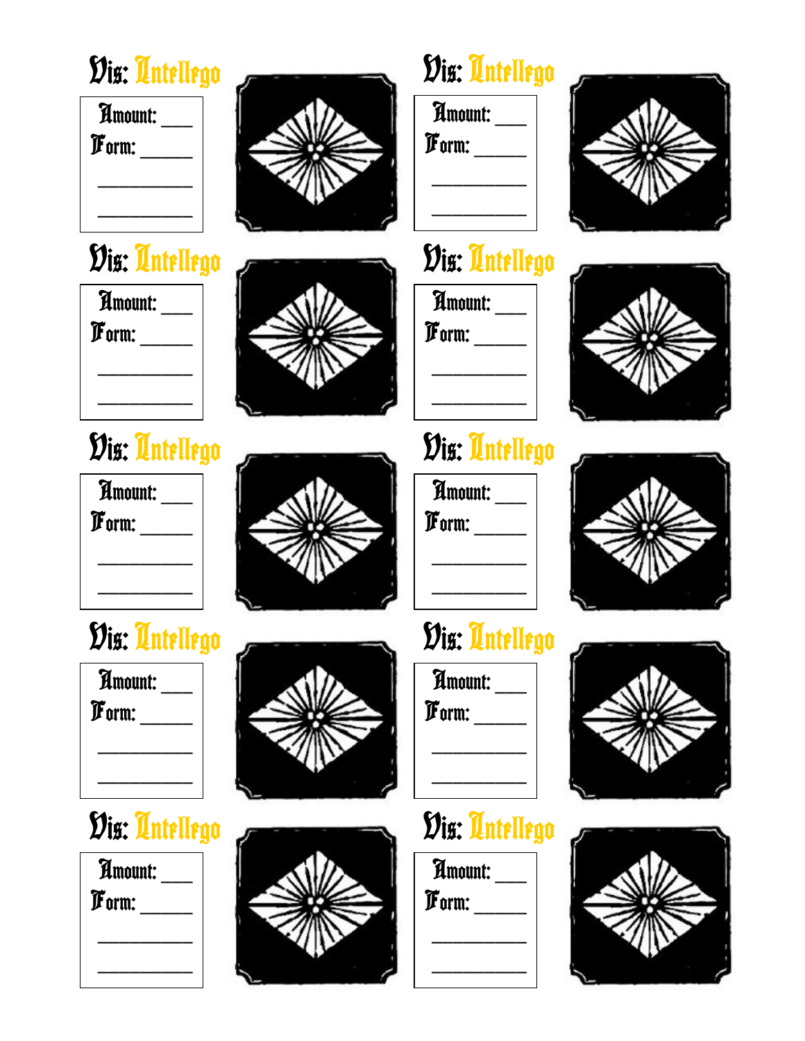Vis: Intellego

Amount: ___
Form: _____
_________
_________

Vis: Intellego

Amount: ___
Form: _____
_________
_________

Vis: Intellego

Amount: ___
Form: _____
_________
_________

Vis: Intellego

Amount: ___
Form: _____
_________
_________

Vis: Intellego

Amount: ___
Form: _____
_________
_________

Vis: Intellego

Amount: ___
Form: _____
_________
_________

Vis: Intellego

Amount: ___
Form: _____
_________
_________

Vis: Intellego

Amount: ___
Form: _____
_________
_________

Vis: Intellego

Amount: ___
Form: _____
_________
_________

Vis: Intellego

Amount: ___
Form: _____
_________
_________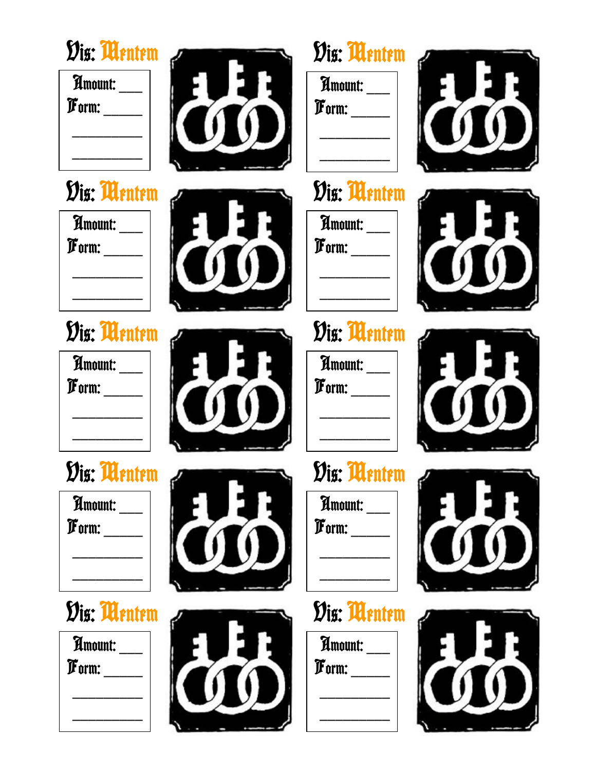Vis: Mentem

Amount: ___
Form: _____
_________
_________

Vis: Mentem

Amount: ___
Form: _____
_________
_________

Vis: Mentem

Amount: ___
Form: _____
_________
_________

Vis: Mentem

Amount: ___
Form: _____
_________
_________

Vis: Mentem

Amount: ___
Form: _____
_________
_________

Vis: Mentem

Amount: ___
Form: _____
_________
_________

Vis: Mentem

Amount: ___
Form: _____
_________
_________

Vis: Mentem

Amount: ___
Form: _____
_________
_________

Vis: Mentem

Amount: ___
Form: _____
_________
_________

Vis: Mentem

Amount: ___
Form: _____
_________
_________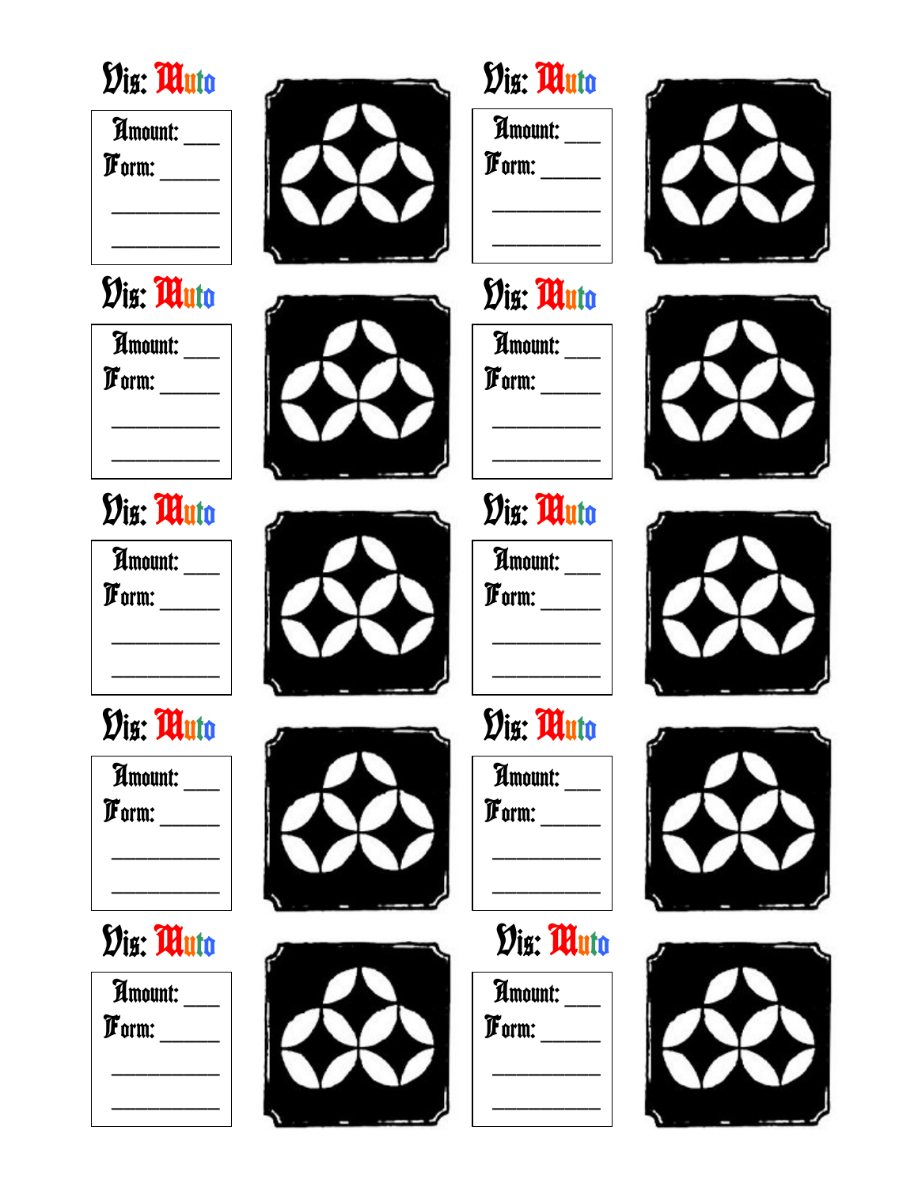Vis: Muto

Amount: ___
Form: _____
__________
__________

Vis: Muto

Amount: ___
Form: _____
__________
__________

Vis: Muto

Amount: ___
Form: _____
__________
__________

Vis: Muto

Amount: ___
Form: _____
__________
__________

Vis: Muto

Amount: ___
Form: _____
__________
__________

Vis: Muto

Amount: ___
Form: _____
__________
__________

Vis: Muto

Amount: ___
Form: _____
__________
__________

Vis: Muto

Amount: ___
Form: _____
__________
__________

Vis: Muto

Amount: ___
Form: _____
__________
__________

Vis: Muto

Amount: ___
Form: _____
__________
__________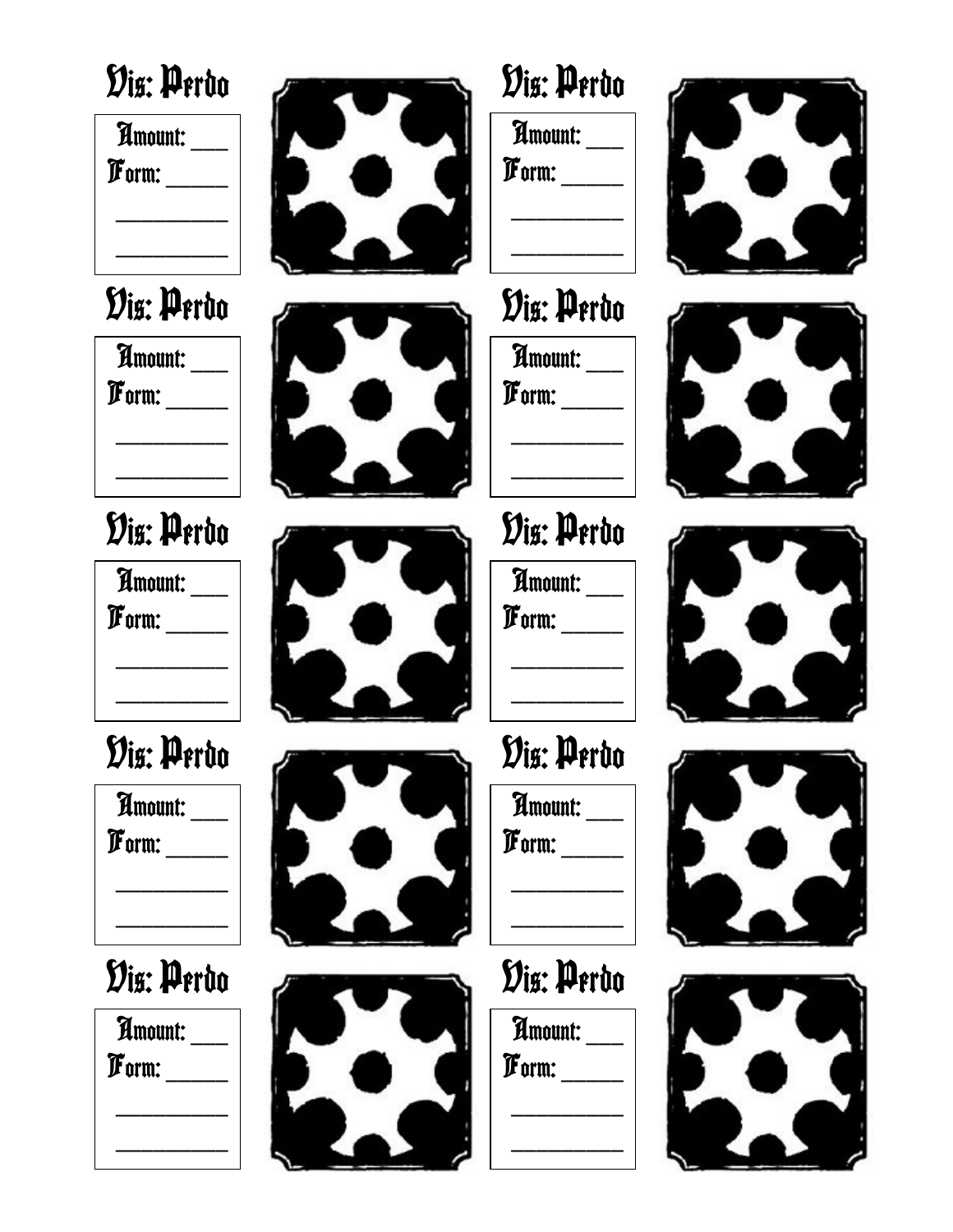Vis: Perdo

Amount: ___
Form: _____
_________
_________

Vis: Perdo

Amount: ___
Form: _____
_________
_________

Vis: Perdo

Amount: ___
Form: _____
_________
_________

Vis: Perdo

Amount: ___
Form: _____
_________
_________

Vis: Perdo

Amount: ___
Form: _____
_________
_________

Vis: Perdo

Amount: ___
Form: _____
_________
_________

Vis: Perdo

Amount: ___
Form: _____
_________
_________

Vis: Perdo

Amount: ___
Form: _____
_________
_________

Vis: Perdo

Amount: ___
Form: _____
_________
_________

Vis: Perdo

Amount: ___
Form: _____
_________
_________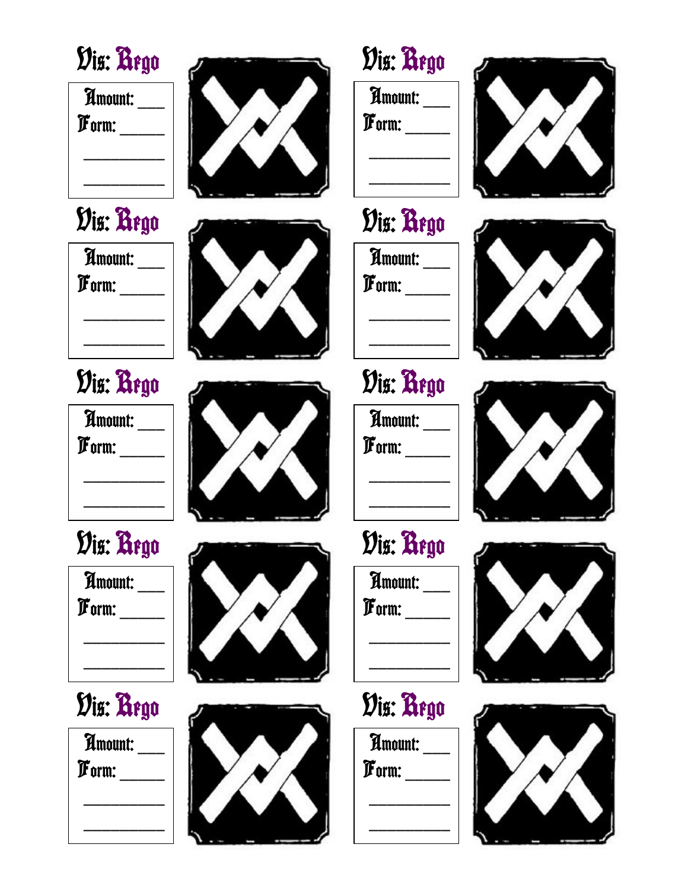Vis: Rego

Amount: ___
Form: _____
_________
_________

Vis: Rego

Amount: ___
Form: _____
_________
_________

Vis: Rego

Amount: ___
Form: _____
_________
_________

Vis: Rego

Amount: ___
Form: _____
_________
_________

Vis: Rego

Amount: ___
Form: _____
_________
_________

Vis: Rego

Amount: ___
Form: _____
_________
_________

Vis: Rego

Amount: ___
Form: _____
_________
_________

Vis: Rego

Amount: ___
Form: _____
_________
_________

Vis: Rego

Amount: ___
Form: _____
_________
_________

Vis: Rego

Amount: ___
Form: _____
_________
_________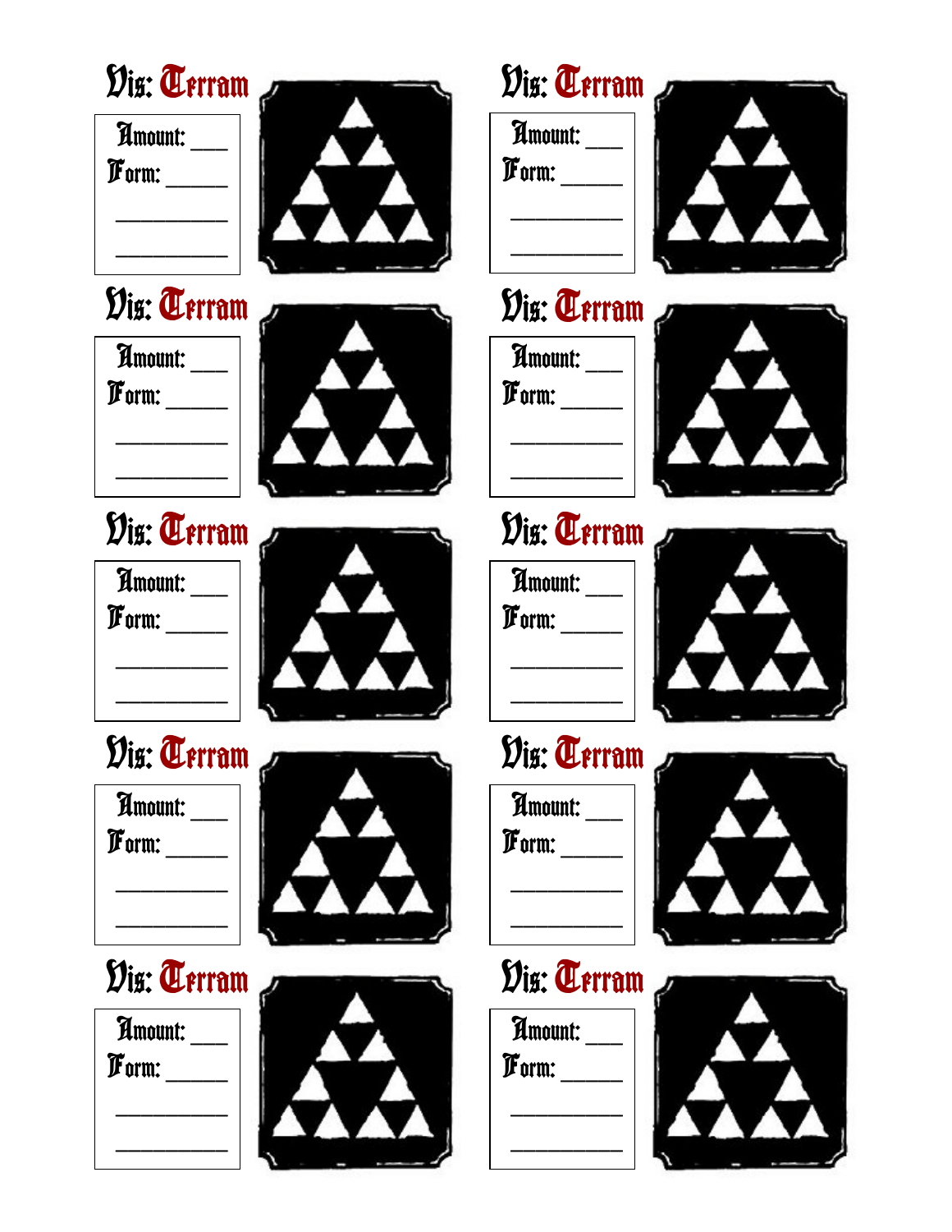Vis: Terram

Amount: ___
Form: _____
_________
_________

Vis: Terram

Amount: ___
Form: _____
_________
_________

Vis: Terram

Amount: ___
Form: _____
_________
_________

Vis: Terram

Amount: ___
Form: _____
_________
_________

Vis: Terram

Amount: ___
Form: _____
_________
_________

Vis: Terram

Amount: ___
Form: _____
_________
_________

Vis: Terram

Amount: ___
Form: _____
_________
_________

Vis: Terram

Amount: ___
Form: _____
_________
_________

Vis: Terram

Amount: ___
Form: _____
_________
_________

Vis: Terram

Amount: ___
Form: _____
_________
_________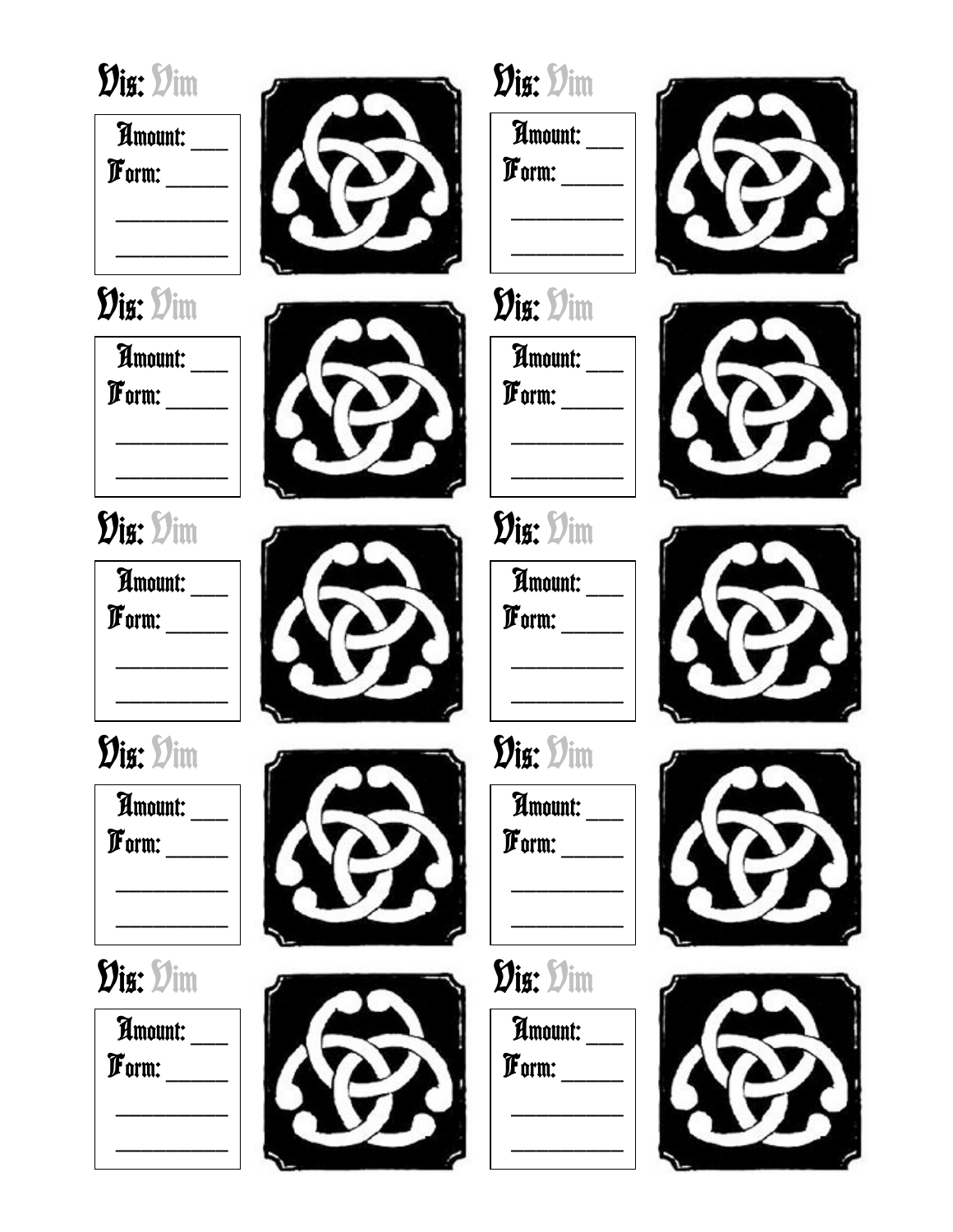Vis: Vim

Amount: ___
Form: _____
__________
__________

Vis: Vim

Amount: ___
Form: _____
__________
__________

Vis: Vim

Amount: ___
Form: _____
__________
__________

Vis: Vim

Amount: ___
Form: _____
__________
__________

Vis: Vim

Amount: ___
Form: _____
__________
__________

Vis: Vim

Amount: ___
Form: _____
__________
__________

Vis: Vim

Amount: ___
Form: _____
__________
__________

Vis: Vim

Amount: ___
Form: _____
__________
__________

Vis: Vim

Amount: ___
Form: _____
__________
__________

Vis: Vim

Amount: ___
Form: _____
__________
__________